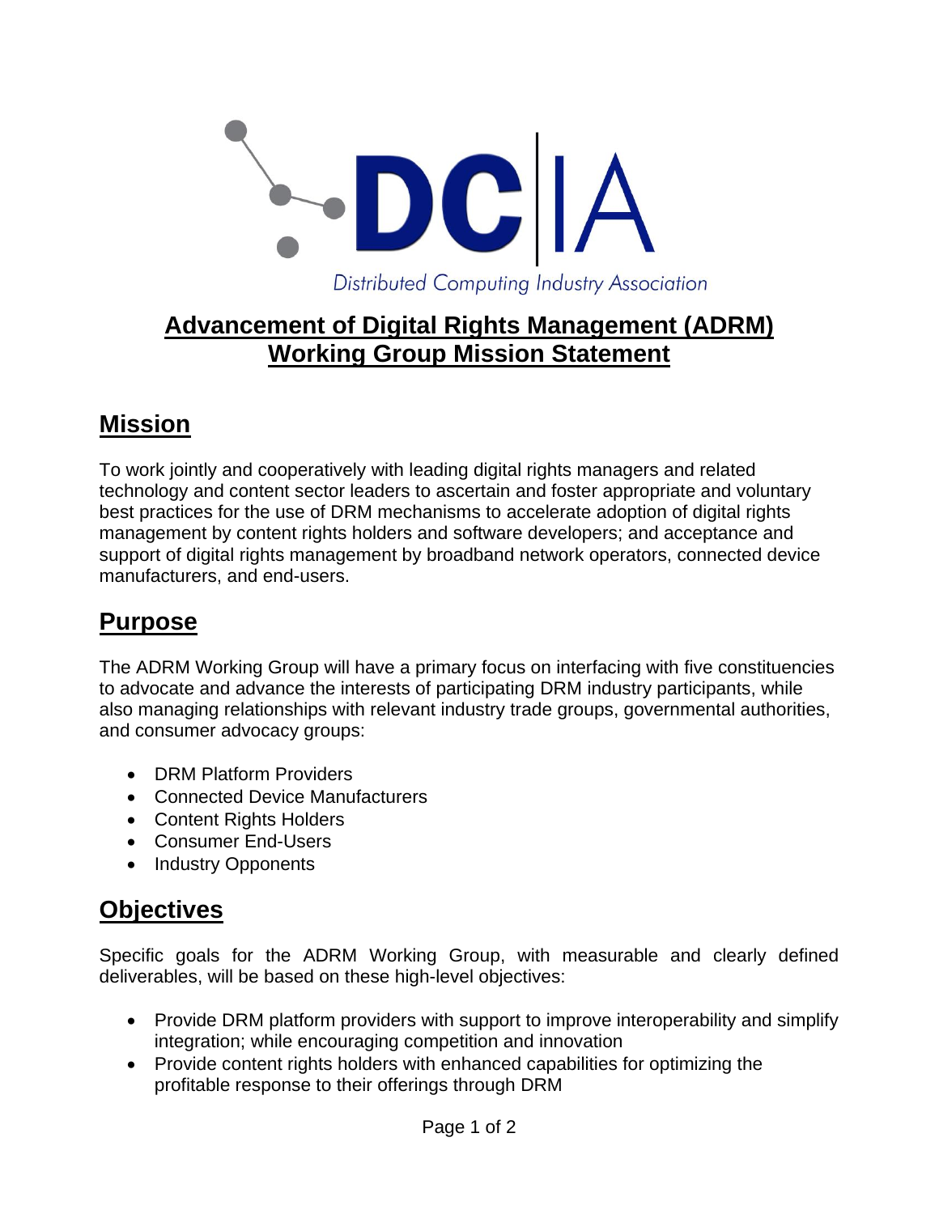DCIA

Distributed Computing Industry Association

# Advancement of Digital Rights Management (ADRM) Working Group Mission Statement

## Mission

To work jointly and cooperatively with leading digital rights managers and related technology and content sector leaders to ascertain and foster appropriate and voluntary best practices for the use of DRM mechanisms to accelerate adoption of digital rights management by content rights holders and software developers; and acceptance and support of digital rights management by broadband network operators, connected device manufacturers, and end-users.

## Purpose

The ADRM Working Group will have a primary focus on interfacing with five constituencies to advocate and advance the interests of participating DRM industry participants, while also managing relationships with relevant industry trade groups, governmental authorities, and consumer advocacy groups:

- DRM Platform Providers
- Connected Device Manufacturers
- Content Rights Holders
- Consumer End-Users
- Industry Opponents

## Objectives

Specific goals for the ADRM Working Group, with measurable and clearly defined deliverables, will be based on these high-level objectives:

- Provide DRM platform providers with support to improve interoperability and simplify integration; while encouraging competition and innovation
- Provide content rights holders with enhanced capabilities for optimizing the profitable response to their offerings through DRM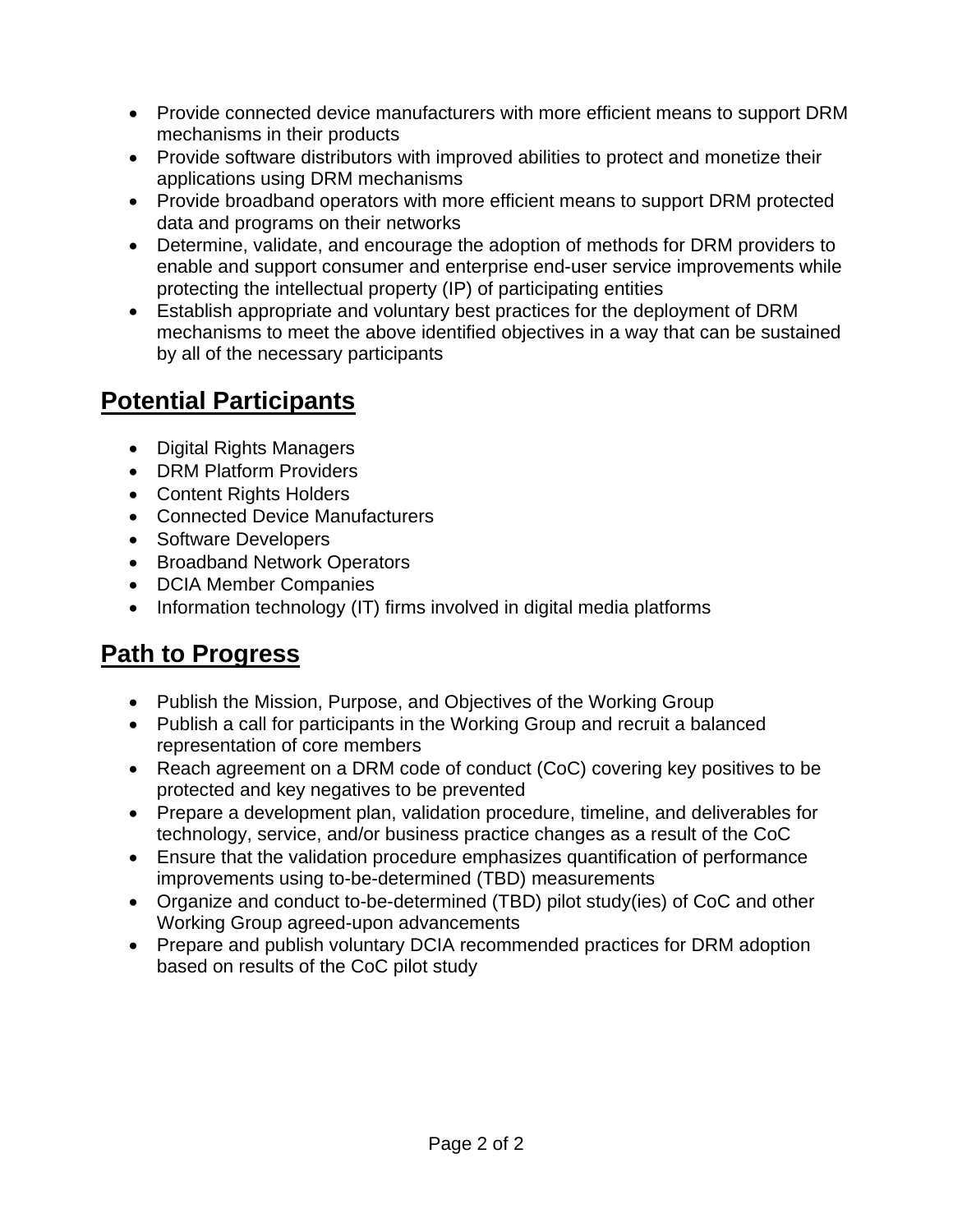- Provide connected device manufacturers with more efficient means to support DRM mechanisms in their products
- Provide software distributors with improved abilities to protect and monetize their applications using DRM mechanisms
- Provide broadband operators with more efficient means to support DRM protected data and programs on their networks
- Determine, validate, and encourage the adoption of methods for DRM providers to enable and support consumer and enterprise end-user service improvements while protecting the intellectual property (IP) of participating entities
- Establish appropriate and voluntary best practices for the deployment of DRM mechanisms to meet the above identified objectives in a way that can be sustained by all of the necessary participants

## Potential Participants

- Digital Rights Managers
- DRM Platform Providers
- Content Rights Holders
- Connected Device Manufacturers
- Software Developers
- Broadband Network Operators
- DCIA Member Companies
- Information technology (IT) firms involved in digital media platforms

## Path to Progress

- Publish the Mission, Purpose, and Objectives of the Working Group
- Publish a call for participants in the Working Group and recruit a balanced representation of core members
- Reach agreement on a DRM code of conduct (CoC) covering key positives to be protected and key negatives to be prevented
- Prepare a development plan, validation procedure, timeline, and deliverables for technology, service, and/or business practice changes as a result of the CoC
- Ensure that the validation procedure emphasizes quantification of performance improvements using to-be-determined (TBD) measurements
- Organize and conduct to-be-determined (TBD) pilot study(ies) of CoC and other Working Group agreed-upon advancements
- Prepare and publish voluntary DCIA recommended practices for DRM adoption based on results of the CoC pilot study